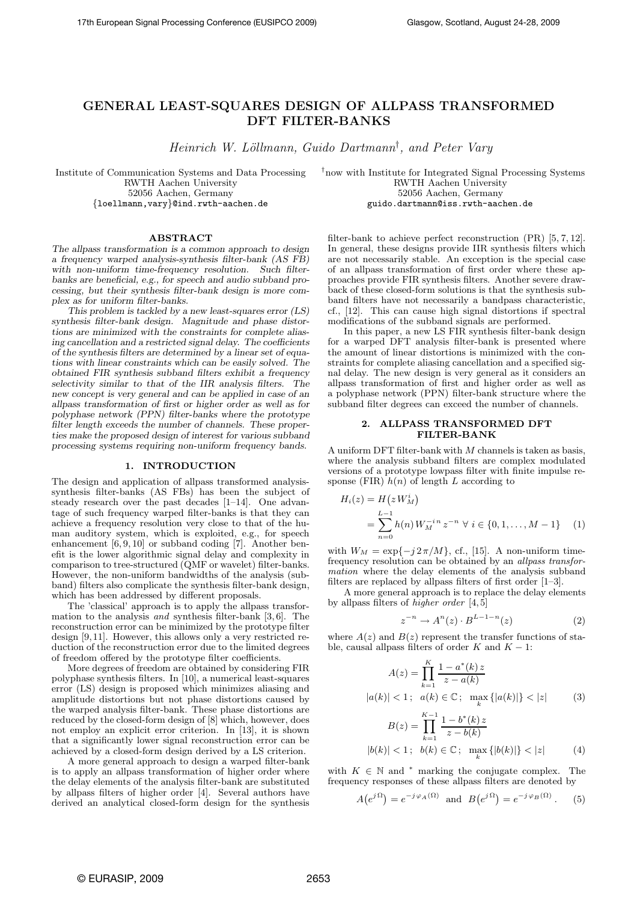# GENERAL LEAST-SQUARES DESIGN OF ALLPASS TRANSFORMED DFT FILTER-BANKS

*Heinrich W. Löllmann, Guido Dartmann†, and Peter Vary*

Institute of Communication Systems and Data Processing
RWTH Aachen University
52056 Aachen, Germany
{loellmann,vary}@ind.rwth-aachen.de

†now with Institute for Integrated Signal Processing Systems
RWTH Aachen University
52056 Aachen, Germany
guido.dartmann@iss.rwth-aachen.de

## ABSTRACT

*The allpass transformation is a common approach to design a frequency warped analysis-synthesis filter-bank (AS FB) with non-uniform time-frequency resolution. Such filter-banks are beneficial, e.g., for speech and audio subband processing, but their synthesis filter-bank design is more complex as for uniform filter-banks.*

*This problem is tackled by a new least-squares error (LS) synthesis filter-bank design. Magnitude and phase distortions are minimized with the constraints for complete aliasing cancellation and a restricted signal delay. The coefficients of the synthesis filters are determined by a linear set of equations with linear constraints which can be easily solved. The obtained FIR synthesis subband filters exhibit a frequency selectivity similar to that of the IIR analysis filters. The new concept is very general and can be applied in case of an allpass transformation of first or higher order as well as for polyphase network (PPN) filter-banks where the prototype filter length exceeds the number of channels. These properties make the proposed design of interest for various subband processing systems requiring non-uniform frequency bands.*

## 1. INTRODUCTION

The design and application of allpass transformed analysis-synthesis filter-banks (AS FBs) has been the subject of steady research over the past decades [1–14]. One advantage of such frequency warped filter-banks is that they can achieve a frequency resolution very close to that of the human auditory system, which is exploited, e.g., for speech enhancement [6, 9, 10] or subband coding [7]. Another benefit is the lower algorithmic signal delay and complexity in comparison to tree-structured (QMF or wavelet) filter-banks. However, the non-uniform bandwidths of the analysis (subband) filters also complicate the synthesis filter-bank design, which has been addressed by different proposals.

The 'classical' approach is to apply the allpass transformation to the analysis *and* synthesis filter-bank [3, 6]. The reconstruction error can be minimized by the prototype filter design [9, 11]. However, this allows only a very restricted reduction of the reconstruction error due to the limited degrees of freedom offered by the prototype filter coefficients.

More degrees of freedom are obtained by considering FIR polyphase synthesis filters. In [10], a numerical least-squares error (LS) design is proposed which minimizes aliasing and amplitude distortions but not phase distortions caused by the warped analysis filter-bank. These phase distortions are reduced by the closed-form design of [8] which, however, does not employ an explicit error criterion. In [13], it is shown that a significantly lower signal reconstruction error can be achieved by a closed-form design derived by a LS criterion.

A more general approach to design a warped filter-bank is to apply an allpass transformation of higher order where the delay elements of the analysis filter-bank are substituted by allpass filters of higher order [4]. Several authors have derived an analytical closed-form design for the synthesis filter-bank to achieve perfect reconstruction (PR) [5, 7, 12]. In general, these designs provide IIR synthesis filters which are not necessarily stable. An exception is the special case of an allpass transformation of first order where these approaches provide FIR synthesis filters. Another severe drawback of these closed-form solutions is that the synthesis subband filters have not necessarily a bandpass characteristic, cf., [12]. This can cause high signal distortions if spectral modifications of the subband signals are performed.

In this paper, a new LS FIR synthesis filter-bank design for a warped DFT analysis filter-bank is presented where the amount of linear distortions is minimized with the constraints for complete aliasing cancellation and a specified signal delay. The new design is very general as it considers an allpass transformation of first and higher order as well as a polyphase network (PPN) filter-bank structure where the subband filter degrees can exceed the number of channels.

## 2. ALLPASS TRANSFORMED DFT FILTER-BANK

A uniform DFT filter-bank with $M$ channels is taken as basis, where the analysis subband filters are complex modulated versions of a prototype lowpass filter with finite impulse response (FIR) $h(n)$ of length $L$ according to

$$H_i(z) = H\big(z\,W_M^i\big) = \sum_{n=0}^{L-1} h(n)\,W_M^{-i\,n}\,z^{-n} \;\forall\; i \in \{0, 1, \ldots, M-1\} \qquad (1)$$

with $W_M = \exp\{-j\,2\,\pi/M\}$, cf., [15]. A non-uniform time-frequency resolution can be obtained by an *allpass transformation* where the delay elements of the analysis subband filters are replaced by allpass filters of first order [1–3].

A more general approach is to replace the delay elements by allpass filters of *higher order* [4, 5]

$$z^{-n} \rightarrow A^n(z) \cdot B^{L-1-n}(z) \qquad (2)$$

where $A(z)$ and $B(z)$ represent the transfer functions of stable, causal allpass filters of order $K$ and $K-1$:

$$A(z) = \prod_{k=1}^{K} \frac{1 - a^*(k)\,z}{z - a(k)}$$

$$|a(k)| < 1\,;\;\; a(k) \in \mathbb{C}\,;\;\; \max_k \{|a(k)|\} < |z| \qquad (3)$$

$$B(z) = \prod_{k=1}^{K-1} \frac{1 - b^*(k)\,z}{z - b(k)}$$

$$|b(k)| < 1\,;\;\; b(k) \in \mathbb{C}\,;\;\; \max_k \{|b(k)|\} < |z| \qquad (4)$$

with $K \in \mathbb{N}$ and $^*$ marking the conjugate complex. The frequency responses of these allpass filters are denoted by

$$A\big(e^{j\,\Omega}\big) = e^{-j\,\varphi_A(\Omega)} \;\text{ and }\; B\big(e^{j\,\Omega}\big) = e^{-j\,\varphi_B(\Omega)}\,. \qquad (5)$$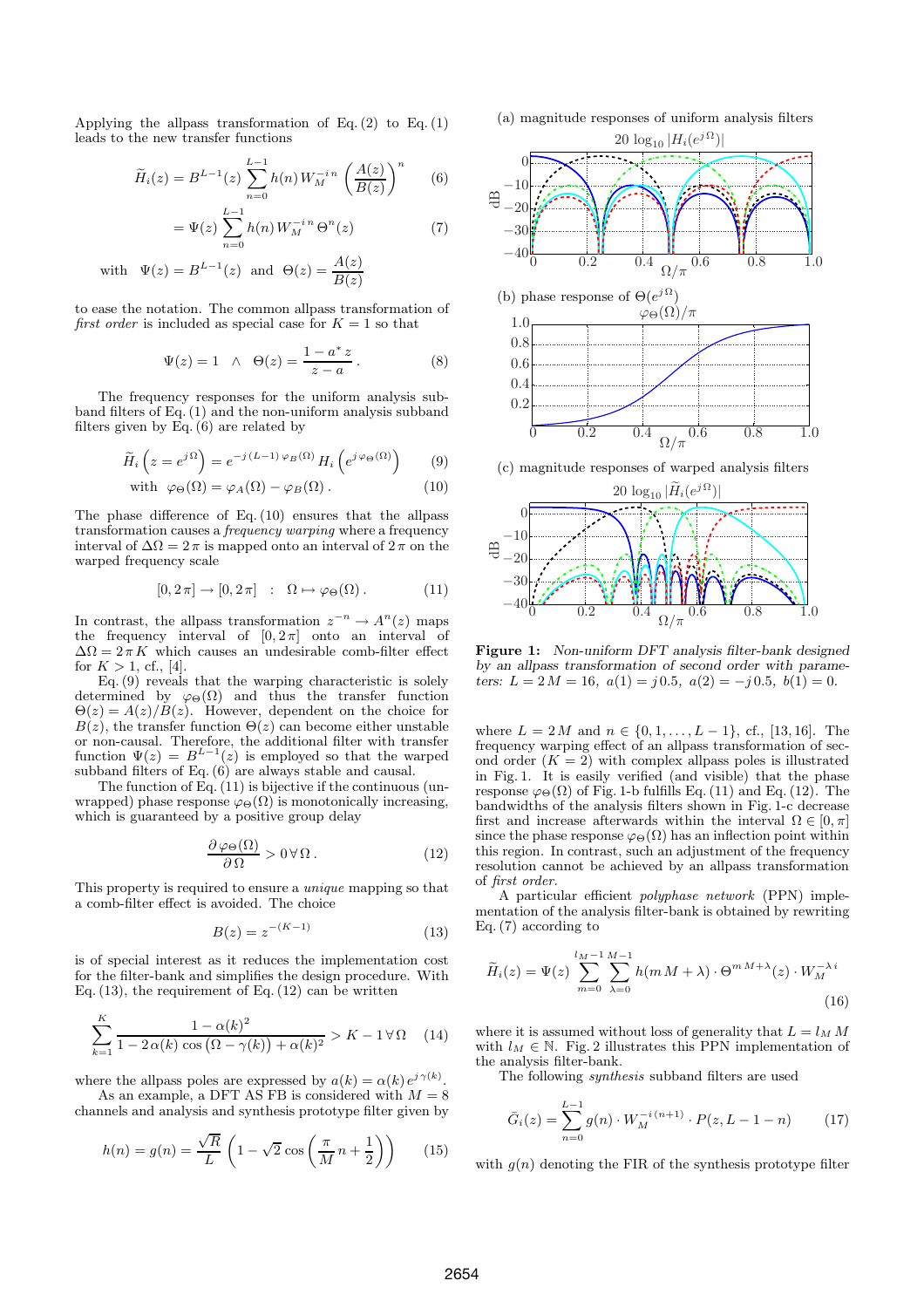Applying the allpass transformation of Eq. (2) to Eq. (1) leads to the new transfer functions

$$\widetilde{H}_i(z) = B^{L-1}(z) \sum_{n=0}^{L-1} h(n)\, W_M^{-i\,n} \left(\frac{A(z)}{B(z)}\right)^n \quad (6)$$

$$= \Psi(z) \sum_{n=0}^{L-1} h(n)\, W_M^{-i\,n}\, \Theta^n(z) \quad (7)$$

$$\text{with} \quad \Psi(z) = B^{L-1}(z) \quad \text{and} \quad \Theta(z) = \frac{A(z)}{B(z)}$$

to ease the notation. The common allpass transformation of *first order* is included as special case for $K = 1$ so that

$$\Psi(z) = 1 \quad \wedge \quad \Theta(z) = \frac{1 - a^*\, z}{z - a}\,. \quad (8)$$

The frequency responses for the uniform analysis subband filters of Eq. (1) and the non-uniform analysis subband filters given by Eq. (6) are related by

$$\widetilde{H}_i\left(z = e^{j\,\Omega}\right) = e^{-j\,(L-1)\,\varphi_B(\Omega)}\, H_i\left(e^{j\,\varphi_\Theta(\Omega)}\right) \quad (9)$$

$$\text{with} \quad \varphi_\Theta(\Omega) = \varphi_A(\Omega) - \varphi_B(\Omega)\,. \quad (10)$$

The phase difference of Eq. (10) ensures that the allpass transformation causes a *frequency warping* where a frequency interval of $\Delta\Omega = 2\,\pi$ is mapped onto an interval of $2\,\pi$ on the warped frequency scale

$$[0, 2\,\pi] \to [0, 2\,\pi] \quad : \quad \Omega \mapsto \varphi_\Theta(\Omega)\,. \quad (11)$$

In contrast, the allpass transformation $z^{-n} \to A^n(z)$ maps the frequency interval of $[0, 2\,\pi]$ onto an interval of $\Delta\Omega = 2\,\pi\, K$ which causes an undesirable comb-filter effect for $K > 1$, cf., [4].

Eq. (9) reveals that the warping characteristic is solely determined by $\varphi_\Theta(\Omega)$ and thus the transfer function $\Theta(z) = A(z)/B(z)$. However, dependent on the choice for $B(z)$, the transfer function $\Theta(z)$ can become either unstable or non-causal. Therefore, the additional filter with transfer function $\Psi(z) = B^{L-1}(z)$ is employed so that the warped subband filters of Eq. (6) are always stable and causal.

The function of Eq. (11) is bijective if the continuous (unwrapped) phase response $\varphi_\Theta(\Omega)$ is monotonically increasing, which is guaranteed by a positive group delay

$$\frac{\partial\, \varphi_\Theta(\Omega)}{\partial\, \Omega} > 0\, \forall\, \Omega\,. \quad (12)$$

This property is required to ensure a *unique* mapping so that a comb-filter effect is avoided. The choice

$$B(z) = z^{-(K-1)} \quad (13)$$

is of special interest as it reduces the implementation cost for the filter-bank and simplifies the design procedure. With Eq. (13), the requirement of Eq. (12) can be written

$$\sum_{k=1}^{K} \frac{1 - \alpha(k)^2}{1 - 2\,\alpha(k)\, \cos\left(\Omega - \gamma(k)\right) + \alpha(k)^2} > K - 1\, \forall\, \Omega \quad (14)$$

where the allpass poles are expressed by $a(k) = \alpha(k)\, e^{j\,\gamma(k)}$.

As an example, a DFT AS FB is considered with $M = 8$ channels and analysis and synthesis prototype filter given by

$$h(n) = g(n) = \frac{\sqrt{R}}{L}\left(1 - \sqrt{2}\, \cos\left(\frac{\pi}{M}\, n + \frac{1}{2}\right)\right) \quad (15)$$

(a) magnitude responses of uniform analysis filters

(b) phase response of $\Theta(e^{j\Omega})$

(c) magnitude responses of warped analysis filters

**Figure 1:** *Non-uniform DFT analysis filter-bank designed by an allpass transformation of second order with parameters: $L = 2\,M = 16,\ a(1) = j\,0.5,\ a(2) = -j\,0.5,\ b(1) = 0$.*

where $L = 2\,M$ and $n \in \{0, 1, \ldots, L-1\}$, cf., [13, 16]. The frequency warping effect of an allpass transformation of second order ($K = 2$) with complex allpass poles is illustrated in Fig. 1. It is easily verified (and visible) that the phase response $\varphi_\Theta(\Omega)$ of Fig. 1-b fulfills Eq. (11) and Eq. (12). The bandwidths of the analysis filters shown in Fig. 1-c decrease first and increase afterwards within the interval $\Omega \in [0, \pi]$ since the phase response $\varphi_\Theta(\Omega)$ has an inflection point within this region. In contrast, such an adjustment of the frequency resolution cannot be achieved by an allpass transformation of *first order*.

A particular efficient *polyphase network* (PPN) implementation of the analysis filter-bank is obtained by rewriting Eq. (7) according to

$$\widetilde{H}_i(z) = \Psi(z) \sum_{m=0}^{l_M - 1} \sum_{\lambda=0}^{M-1} h(m\, M + \lambda) \cdot \Theta^{m\,M + \lambda}(z) \cdot W_M^{-\lambda\, i} \quad (16)$$

where it is assumed without loss of generality that $L = l_M\, M$ with $l_M \in \mathbb{N}$. Fig. 2 illustrates this PPN implementation of the analysis filter-bank.

The following *synthesis* subband filters are used

$$\bar{G}_i(z) = \sum_{n=0}^{L-1} g(n) \cdot W_M^{-i\,(n+1)} \cdot P(z, L-1-n) \quad (17)$$

with $g(n)$ denoting the FIR of the synthesis prototype filter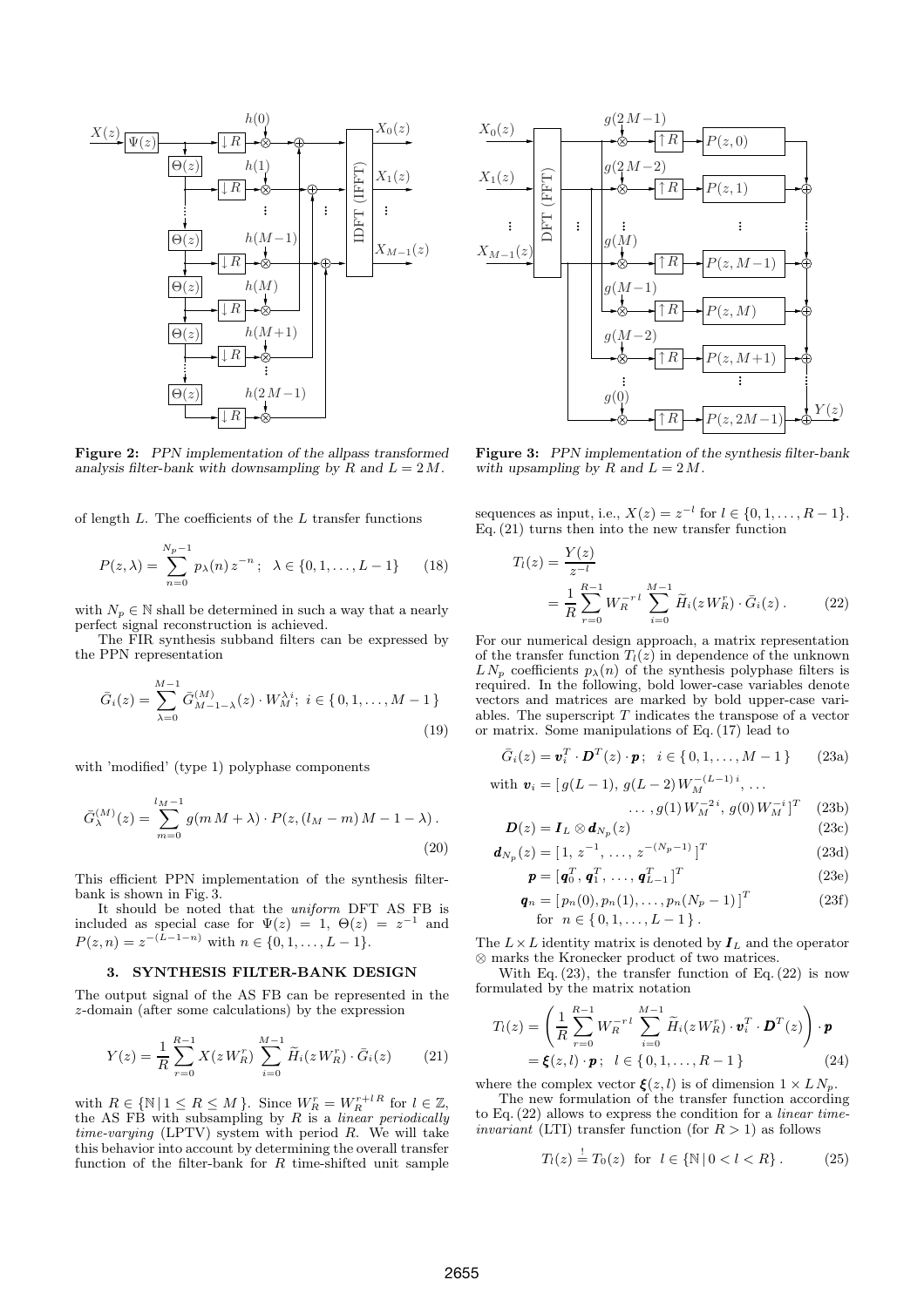**Figure 2:** *PPN implementation of the allpass transformed analysis filter-bank with downsampling by R and L = 2 M.*

**Figure 3:** *PPN implementation of the synthesis filter-bank with upsampling by R and L = 2 M.*

of length $L$. The coefficients of the $L$ transfer functions

$$P(z,\lambda) = \sum_{n=0}^{N_p-1} p_\lambda(n)\, z^{-n}\,;\quad \lambda \in \{0,1,\ldots,L-1\} \tag{18}$$

with $N_p \in \mathbb{N}$ shall be determined in such a way that a nearly perfect signal reconstruction is achieved.

The FIR synthesis subband filters can be expressed by the PPN representation

$$\bar{G}_i(z) = \sum_{\lambda=0}^{M-1} \bar{G}^{(M)}_{M-1-\lambda}(z) \cdot W_M^{\lambda i};\ i \in \{\,0,1,\ldots,M-1\,\} \tag{19}$$

with 'modified' (type 1) polyphase components

$$\bar{G}^{(M)}_{\lambda}(z) = \sum_{m=0}^{l_M-1} g(m\,M+\lambda)\cdot P(z,(l_M-m)\,M-1-\lambda)\,. \tag{20}$$

This efficient PPN implementation of the synthesis filter-bank is shown in Fig. 3.

It should be noted that the *uniform* DFT AS FB is included as special case for $\Psi(z) = 1$, $\Theta(z) = z^{-1}$ and $P(z,n) = z^{-(L-1-n)}$ with $n \in \{0,1,\ldots,L-1\}$.

## 3. SYNTHESIS FILTER-BANK DESIGN

The output signal of the AS FB can be represented in the $z$-domain (after some calculations) by the expression

$$Y(z) = \frac{1}{R}\sum_{r=0}^{R-1} X(z\,W_R^r) \sum_{i=0}^{M-1} \widetilde{H}_i(z\,W_R^r)\cdot \bar{G}_i(z) \tag{21}$$

with $R \in \{\mathbb{N}\,|\,1 \le R \le M\,\}$. Since $W_R^r = W_R^{r+l\,R}$ for $l \in \mathbb{Z}$, the AS FB with subsampling by $R$ is a *linear periodically time-varying* (LPTV) system with period $R$. We will take this behavior into account by determining the overall transfer function of the filter-bank for $R$ time-shifted unit sample sequences as input, i.e., $X(z) = z^{-l}$ for $l \in \{0,1,\ldots,R-1\}$. Eq. (21) turns then into the new transfer function

$$\begin{aligned} T_l(z) &= \frac{Y(z)}{z^{-l}} \\ &= \frac{1}{R}\sum_{r=0}^{R-1} W_R^{-r\,l} \sum_{i=0}^{M-1} \widetilde{H}_i(z\,W_R^r)\cdot \bar{G}_i(z)\,. \end{aligned} \tag{22}$$

For our numerical design approach, a matrix representation of the transfer function $T_l(z)$ in dependence of the unknown $L\,N_p$ coefficients $p_\lambda(n)$ of the synthesis polyphase filters is required. In the following, bold lower-case variables denote vectors and matrices are marked by bold upper-case variables. The superscript $T$ indicates the transpose of a vector or matrix. Some manipulations of Eq. (17) lead to

$$\bar{G}_i(z) = \boldsymbol{v}_i^T \cdot \boldsymbol{D}^T(z)\cdot \boldsymbol{p}\,;\quad i \in \{\,0,1,\ldots,M-1\,\} \tag{23a}$$

$$\text{with } \boldsymbol{v}_i = [\,g(L-1),\, g(L-2)\,W_M^{-(L-1)\,i},\ldots,\, g(1)\,W_M^{-2\,i},\, g(0)\,W_M^{-i}\,]^T \tag{23b}$$

$$\boldsymbol{D}(z) = \boldsymbol{I}_L \otimes \boldsymbol{d}_{N_p}(z) \tag{23c}$$

$$\boldsymbol{d}_{N_p}(z) = [\,1,\, z^{-1},\,\ldots,\, z^{-(N_p-1)}\,]^T \tag{23d}$$

$$\boldsymbol{p} = [\,\boldsymbol{q}_0^T,\, \boldsymbol{q}_1^T,\,\ldots,\,\boldsymbol{q}_{L-1}^T\,]^T \tag{23e}$$

$$\boldsymbol{q}_n = [\,p_n(0), p_n(1),\ldots,p_n(N_p-1)\,]^T \quad \text{for } n \in \{\,0,1,\ldots,L-1\,\}\,. \tag{23f}$$

The $L \times L$ identity matrix is denoted by $\boldsymbol{I}_L$ and the operator $\otimes$ marks the Kronecker product of two matrices.

With Eq. (23), the transfer function of Eq. (22) is now formulated by the matrix notation

$$\begin{aligned} T_l(z) &= \left(\frac{1}{R}\sum_{r=0}^{R-1} W_R^{-r\,l}\sum_{i=0}^{M-1}\widetilde{H}_i(z\,W_R^r)\cdot \boldsymbol{v}_i^T\cdot \boldsymbol{D}^T(z)\right)\cdot \boldsymbol{p} \\ &= \boldsymbol{\xi}(z,l)\cdot \boldsymbol{p}\,;\quad l \in \{\,0,1,\ldots,R-1\,\} \end{aligned} \tag{24}$$

where the complex vector $\boldsymbol{\xi}(z,l)$ is of dimension $1 \times L\,N_p$.

The new formulation of the transfer function according to Eq. (22) allows to express the condition for a *linear time-invariant* (LTI) transfer function (for $R > 1$) as follows

$$T_l(z) \stackrel{!}{=} T_0(z) \ \text{ for } \ l \in \{\mathbb{N}\,|\,0 < l < R\}\,. \tag{25}$$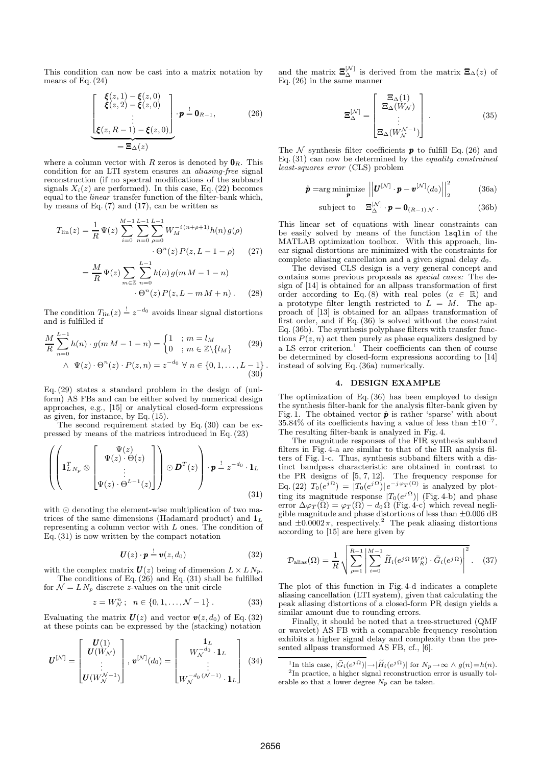This condition can now be cast into a matrix notation by means of Eq. (24)

$$\underbrace{\begin{bmatrix} \boldsymbol{\xi}(z,1) - \boldsymbol{\xi}(z,0) \\ \boldsymbol{\xi}(z,2) - \boldsymbol{\xi}(z,0) \\ \vdots \\ \boldsymbol{\xi}(z,R-1) - \boldsymbol{\xi}(z,0) \end{bmatrix}}_{= \boldsymbol{\Xi}_\Delta(z)} \cdot \boldsymbol{p} \stackrel{!}{=} \boldsymbol{0}_{R-1}, \tag{26}$$

where a column vector with $R$ zeros is denoted by $\boldsymbol{0}_R$. This condition for an LTI system ensures an *aliasing-free* signal reconstruction (if no spectral modifications of the subband signals $X_i(z)$ are performed). In this case, Eq. (22) becomes equal to the *linear* transfer function of the filter-bank which, by means of Eq. (7) and (17), can be written as

$$\begin{aligned} T_{\text{lin}}(z) &= \frac{1}{R}\,\Psi(z) \sum_{i=0}^{M-1}\sum_{n=0}^{L-1}\sum_{\rho=0}^{L-1} W_M^{-i\,(n+\rho+1)} h(n)\, g(\rho) \\ &\qquad \cdot \Theta^n(z)\, P(z, L-1-\rho) \qquad (27) \\ &= \frac{M}{R}\,\Psi(z) \sum_{m\in\mathbb{Z}}\sum_{n=0}^{L-1} h(n)\, g(m\,M-1-n) \\ &\qquad \cdot \Theta^n(z)\, P(z, L-m\,M+n)\,. \qquad (28) \end{aligned}$$

The condition $T_{\text{lin}}(z) \stackrel{!}{=} z^{-d_0}$ avoids linear signal distortions and is fulfilled if

$$\frac{M}{R}\sum_{n=0}^{L-1} h(n)\cdot g(m\,M-1-n) = \begin{cases} 1 & ; m = l_M \\ 0 & ; m \in \mathbb{Z}\backslash\{l_M\} \end{cases} \tag{29}$$

$$\wedge\;\; \Psi(z)\cdot\Theta^n(z)\cdot P(z,n) = z^{-d_0} \;\; \forall\; n \in \{0,1,\ldots,L-1\}\,. \tag{30}$$

Eq. (29) states a standard problem in the design of (uniform) AS FBs and can be either solved by numerical design approaches, e.g., [15] or analytical closed-form expressions as given, for instance, by Eq. (15).

The second requirement stated by Eq. (30) can be expressed by means of the matrices introduced in Eq. (23)

$$\left(\left(\boldsymbol{1}_{L\,N_p}^T \otimes \begin{bmatrix} \Psi(z) \\ \Psi(z)\cdot\Theta(z) \\ \vdots \\ \Psi(z)\cdot\Theta^{L-1}(z) \end{bmatrix}\right) \odot \boldsymbol{D}^T(z)\right)\cdot \boldsymbol{p} \stackrel{!}{=} z^{-d_0}\cdot \boldsymbol{1}_L \tag{31}$$

with $\odot$ denoting the element-wise multiplication of two matrices of the same dimensions (Hadamard product) and $\boldsymbol{1}_L$ representing a column vector with $L$ ones. The condition of Eq. (31) is now written by the compact notation

$$\boldsymbol{U}(z)\cdot\boldsymbol{p} \stackrel{!}{=} \boldsymbol{v}(z, d_0) \tag{32}$$

with the complex matrix $\boldsymbol{U}(z)$ being of dimension $L \times L\,N_p$.

The conditions of Eq. (26) and Eq. (31) shall be fulfilled for $\mathcal{N} = L\,N_p$ discrete $z$-values on the unit circle

$$z = W_{\mathcal{N}}^n\,;\;\; n \in \{0,1,\ldots,\mathcal{N}-1\}\,. \tag{33}$$

Evaluating the matrix $\boldsymbol{U}(z)$ and vector $\boldsymbol{v}(z,d_0)$ of Eq. (32) at these points can be expressed by the (stacking) notation

$$\boldsymbol{U}^{[\mathcal{N}]} = \begin{bmatrix} \boldsymbol{U}(1) \\ \boldsymbol{U}(W_{\mathcal{N}}) \\ \vdots \\ \boldsymbol{U}(W_{\mathcal{N}}^{\mathcal{N}-1}) \end{bmatrix},\; \boldsymbol{v}^{[\mathcal{N}]}(d_0) = \begin{bmatrix} \boldsymbol{1}_L \\ W_{\mathcal{N}}^{-d_0}\cdot\boldsymbol{1}_L \\ \vdots \\ W_{\mathcal{N}}^{-d_0\,(\mathcal{N}-1)}\cdot\boldsymbol{1}_L \end{bmatrix} \tag{34}$$

and the matrix $\boldsymbol{\Xi}_\Delta^{[\mathcal{N}]}$ is derived from the matrix $\boldsymbol{\Xi}_\Delta(z)$ of Eq. (26) in the same manner

$$\boldsymbol{\Xi}_\Delta^{[\mathcal{N}]} = \begin{bmatrix} \Xi_\Delta(1) \\ \Xi_\Delta(W_{\mathcal{N}}) \\ \vdots \\ \Xi_\Delta(W_{\mathcal{N}}^{\mathcal{N}-1}) \end{bmatrix}. \tag{35}$$

The $\mathcal{N}$ synthesis filter coefficients $\boldsymbol{p}$ to fulfill Eq. (26) and Eq. (31) can now be determined by the *equality constrained least-squares error* (CLS) problem

$$\hat{\boldsymbol{p}} = \arg\underset{\boldsymbol{p}}{\text{minimize}}\;\; \left\|\boldsymbol{U}^{[\mathcal{N}]}\cdot\boldsymbol{p} - \boldsymbol{v}^{[\mathcal{N}]}(d_0)\right\|_2^2 \tag{36a}$$

$$\text{subject to}\quad \boldsymbol{\Xi}_\Delta^{[\mathcal{N}]}\cdot\boldsymbol{p} = \boldsymbol{0}_{(R-1)\,\mathcal{N}}\,. \tag{36b}$$

This linear set of equations with linear constraints can be easily solved by means of the function `lsqlin` of the MATLAB optimization toolbox. With this approach, linear signal distortions are minimized with the constraints for complete aliasing cancellation and a given signal delay $d_0$.

The devised CLS design is a very general concept and contains some previous proposals as *special cases:* The design of [14] is obtained for an allpass transformation of first order according to Eq. (8) with real poles ($a \in \mathbb{R}$) and a prototype filter length restricted to $L = M$. The approach of [13] is obtained for an allpass transformation of first order, and if Eq. (36) is solved without the constraint Eq. (36b). The synthesis polyphase filters with transfer functions $P(z,n)$ act then purely as phase equalizers designed by a LS error criterion.[1] Their coefficients can then of course be determined by closed-form expressions according to [14] instead of solving Eq. (36a) numerically.

## 4. DESIGN EXAMPLE

The optimization of Eq. (36) has been employed to design the synthesis filter-bank for the analysis filter-bank given by Fig. 1. The obtained vector $\hat{\boldsymbol{p}}$ is rather 'sparse' with about 35.84% of its coefficients having a value of less than $\pm 10^{-7}$. The resulting filter-bank is analyzed in Fig. 4.

The magnitude responses of the FIR synthesis subband filters in Fig. 4-a are similar to that of the IIR analysis filters of Fig. 1-c. Thus, synthesis subband filters with a distinct bandpass characteristic are obtained in contrast to the PR designs of [5, 7, 12]. The frequency response for Eq. (22) $T_0(e^{j\Omega}) = |T_0(e^{j\Omega})|\, e^{-j\varphi_T(\Omega)}$ is analyzed by plotting its magnitude response $|T_0(e^{j\Omega})|$ (Fig. 4-b) and phase error $\Delta\varphi_T(\Omega) = \varphi_T(\Omega) - d_0\,\Omega$ (Fig. 4-c) which reveal negligible magnitude and phase distortions of less than $\pm 0.006$ dB and $\pm 0.0002\,\pi$, respectively.[2] The peak aliasing distortions according to [15] are here given by

$$\mathcal{D}_{\text{alias}}(\Omega) = \frac{1}{R}\sqrt{\sum_{\rho=1}^{R-1}\left|\sum_{i=0}^{M-1}\widetilde{H}_i(e^{j\Omega}\,W_R^\rho)\cdot\bar{G}_i(e^{j\Omega})\right|^2}\,. \tag{37}$$

The plot of this function in Fig. 4-d indicates a complete aliasing cancellation (LTI system), given that calculating the peak aliasing distortions of a closed-form PR design yields a similar amount due to rounding errors.

Finally, it should be noted that a tree-structured (QMF or wavelet) AS FB with a comparable frequency resolution exhibits a higher signal delay and complexity than the presented allpass transformed AS FB, cf., [6].

[1] In this case, $|\bar{G}_i(e^{j\Omega})| \to |\widetilde{H}_i(e^{j\Omega})|$ for $N_p \to \infty \wedge g(n) = h(n)$.

[2] In practice, a higher signal reconstruction error is usually tolerable so that a lower degree $N_p$ can be taken.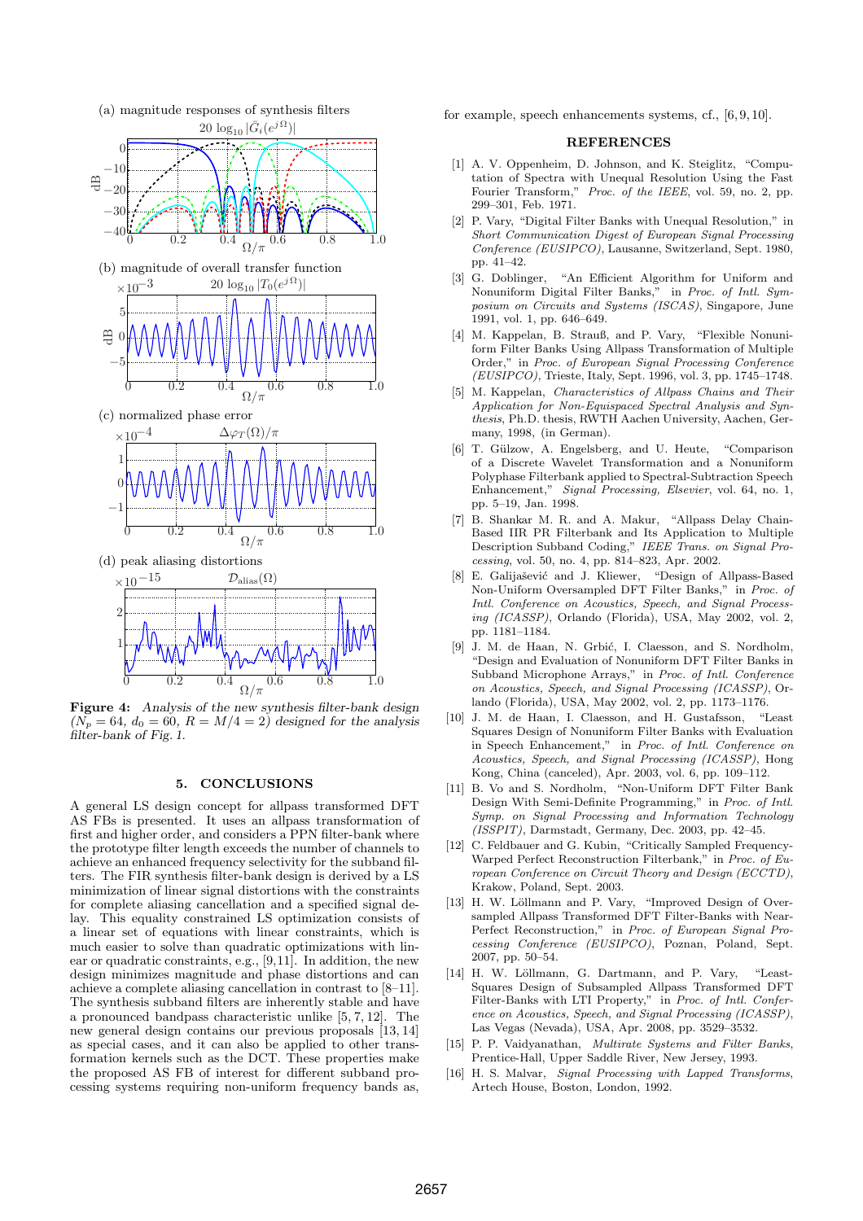(a) magnitude responses of synthesis filters

$20\log_{10}|\bar{G}_i(e^{j\Omega})|$

dB

0
−10
−20
−30
−40

0 0.2 0.4 0.6 0.8 1.0

$\Omega/\pi$

(b) magnitude of overall transfer function

$\times 10^{-3}$ $20\log_{10}|T_0(e^{j\Omega})|$

dB

5
0
−5

0 0.2 0.4 0.6 0.8 1.0

$\Omega/\pi$

(c) normalized phase error

$\times 10^{-4}$ $\Delta\varphi_T(\Omega)/\pi$

1
0
−1

0 0.2 0.4 0.6 0.8 1.0

$\Omega/\pi$

(d) peak aliasing distortions

$\times 10^{-15}$ $\mathcal{D}_{\text{alias}}(\Omega)$

2
1

0 0.2 0.4 0.6 0.8 1.0

$\Omega/\pi$

**Figure 4:** *Analysis of the new synthesis filter-bank design ($N_p = 64$, $d_0 = 60$, $R = M/4 = 2$) designed for the analysis filter-bank of Fig. 1.*

## 5. CONCLUSIONS

A general LS design concept for allpass transformed DFT AS FBs is presented. It uses an allpass transformation of first and higher order, and considers a PPN filter-bank where the prototype filter length exceeds the number of channels to achieve an enhanced frequency selectivity for the subband filters. The FIR synthesis filter-bank design is derived by a LS minimization of linear signal distortions with the constraints for complete aliasing cancellation and a specified signal delay. This equality constrained LS optimization consists of a linear set of equations with linear constraints, which is much easier to solve than quadratic optimizations with linear or quadratic constraints, e.g., [9,11]. In addition, the new design minimizes magnitude and phase distortions and can achieve a complete aliasing cancellation in contrast to [8–11]. The synthesis subband filters are inherently stable and have a pronounced bandpass characteristic unlike [5,7,12]. The new general design contains our previous proposals [13,14] as special cases, and it can also be applied to other transformation kernels such as the DCT. These properties make the proposed AS FB of interest for different subband processing systems requiring non-uniform frequency bands as, for example, speech enhancements systems, cf., [6,9,10].

## REFERENCES

[1] A. V. Oppenheim, D. Johnson, and K. Steiglitz, "Computation of Spectra with Unequal Resolution Using the Fast Fourier Transform," *Proc. of the IEEE*, vol. 59, no. 2, pp. 299–301, Feb. 1971.

[2] P. Vary, "Digital Filter Banks with Unequal Resolution," in *Short Communication Digest of European Signal Processing Conference (EUSIPCO)*, Lausanne, Switzerland, Sept. 1980, pp. 41–42.

[3] G. Doblinger, "An Efficient Algorithm for Uniform and Nonuniform Digital Filter Banks," in *Proc. of Intl. Symposium on Circuits and Systems (ISCAS)*, Singapore, June 1991, vol. 1, pp. 646–649.

[4] M. Kappelan, B. Strauß, and P. Vary, "Flexible Nonuniform Filter Banks Using Allpass Transformation of Multiple Order," in *Proc. of European Signal Processing Conference (EUSIPCO)*, Trieste, Italy, Sept. 1996, vol. 3, pp. 1745–1748.

[5] M. Kappelan, *Characteristics of Allpass Chains and Their Application for Non-Equispaced Spectral Analysis and Synthesis*, Ph.D. thesis, RWTH Aachen University, Aachen, Germany, 1998, (in German).

[6] T. Gülzow, A. Engelsberg, and U. Heute, "Comparison of a Discrete Wavelet Transformation and a Nonuniform Polyphase Filterbank applied to Spectral-Subtraction Speech Enhancement," *Signal Processing, Elsevier*, vol. 64, no. 1, pp. 5–19, Jan. 1998.

[7] B. Shankar M. R. and A. Makur, "Allpass Delay Chain-Based IIR PR Filterbank and Its Application to Multiple Description Subband Coding," *IEEE Trans. on Signal Processing*, vol. 50, no. 4, pp. 814–823, Apr. 2002.

[8] E. Galijašević and J. Kliewer, "Design of Allpass-Based Non-Uniform Oversampled DFT Filter Banks," in *Proc. of Intl. Conference on Acoustics, Speech, and Signal Processing (ICASSP)*, Orlando (Florida), USA, May 2002, vol. 2, pp. 1181–1184.

[9] J. M. de Haan, N. Grbić, I. Claesson, and S. Nordholm, "Design and Evaluation of Nonuniform DFT Filter Banks in Subband Microphone Arrays," in *Proc. of Intl. Conference on Acoustics, Speech, and Signal Processing (ICASSP)*, Orlando (Florida), USA, May 2002, vol. 2, pp. 1173–1176.

[10] J. M. de Haan, I. Claesson, and H. Gustafsson, "Least Squares Design of Nonuniform Filter Banks with Evaluation in Speech Enhancement," in *Proc. of Intl. Conference on Acoustics, Speech, and Signal Processing (ICASSP)*, Hong Kong, China (canceled), Apr. 2003, vol. 6, pp. 109–112.

[11] B. Vo and S. Nordholm, "Non-Uniform DFT Filter Bank Design With Semi-Definite Programming," in *Proc. of Intl. Symp. on Signal Processing and Information Technology (ISSPIT)*, Darmstadt, Germany, Dec. 2003, pp. 42–45.

[12] C. Feldbauer and G. Kubin, "Critically Sampled Frequency-Warped Perfect Reconstruction Filterbank," in *Proc. of European Conference on Circuit Theory and Design (ECCTD)*, Krakow, Poland, Sept. 2003.

[13] H. W. Löllmann and P. Vary, "Improved Design of Oversampled Allpass Transformed DFT Filter-Banks with Near-Perfect Reconstruction," in *Proc. of European Signal Processing Conference (EUSIPCO)*, Poznan, Poland, Sept. 2007, pp. 50–54.

[14] H. W. Löllmann, G. Dartmann, and P. Vary, "Least-Squares Design of Subsampled Allpass Transformed DFT Filter-Banks with LTI Property," in *Proc. of Intl. Conference on Acoustics, Speech, and Signal Processing (ICASSP)*, Las Vegas (Nevada), USA, Apr. 2008, pp. 3529–3532.

[15] P. P. Vaidyanathan, *Multirate Systems and Filter Banks*, Prentice-Hall, Upper Saddle River, New Jersey, 1993.

[16] H. S. Malvar, *Signal Processing with Lapped Transforms*, Artech House, Boston, London, 1992.